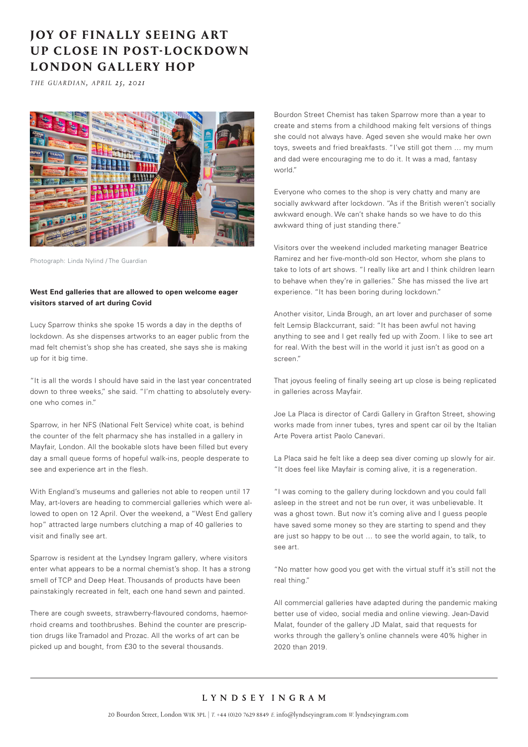# JOY OF FINALLY SEEING ART UP CLOSE IN POST-LOCKDOWN LONDON GALLERY HOP

*THE GUARDIAN, APRIL 25, 2021*

Photograph: Linda Nylind / The Guardian

**West End galleries that are allowed to open welcome eager visitors starved of art during Covid**

Lucy Sparrow thinks she spoke 15 words a day in the depths of lockdown. As she dispenses artworks to an eager public from the mad felt chemist's shop she has created, she says she is making up for it big time.

"It is all the words I should have said in the last year concentrated down to three weeks," she said. "I'm chatting to absolutely everyone who comes in."

Sparrow, in her NFS (National Felt Service) white coat, is behind the counter of the felt pharmacy she has installed in a gallery in Mayfair, London. All the bookable slots have been filled but every day a small queue forms of hopeful walk-ins, people desperate to see and experience art in the flesh.

With England's museums and galleries not able to reopen until 17 May, art-lovers are heading to commercial galleries which were allowed to open on 12 April. Over the weekend, a "West End gallery hop" attracted large numbers clutching a map of 40 galleries to visit and finally see art.

Sparrow is resident at the Lyndsey Ingram gallery, where visitors enter what appears to be a normal chemist's shop. It has a strong smell of TCP and Deep Heat. Thousands of products have been painstakingly recreated in felt, each one hand sewn and painted.

There are cough sweets, strawberry-flavoured condoms, haemorrhoid creams and toothbrushes. Behind the counter are prescription drugs like Tramadol and Prozac. All the works of art can be picked up and bought, from £30 to the several thousands.

Bourdon Street Chemist has taken Sparrow more than a year to create and stems from a childhood making felt versions of things she could not always have. Aged seven she would make her own toys, sweets and fried breakfasts. "I've still got them … my mum and dad were encouraging me to do it. It was a mad, fantasy world."

Everyone who comes to the shop is very chatty and many are socially awkward after lockdown. "As if the British weren't socially awkward enough. We can't shake hands so we have to do this awkward thing of just standing there."

Visitors over the weekend included marketing manager Beatrice Ramirez and her five-month-old son Hector, whom she plans to take to lots of art shows. "I really like art and I think children learn to behave when they're in galleries." She has missed the live art experience. "It has been boring during lockdown."

Another visitor, Linda Brough, an art lover and purchaser of some felt Lemsip Blackcurrant, said: "It has been awful not having anything to see and I get really fed up with Zoom. I like to see art for real. With the best will in the world it just isn't as good on a screen."

That joyous feeling of finally seeing art up close is being replicated in galleries across Mayfair.

Joe La Placa is director of Cardi Gallery in Grafton Street, showing works made from inner tubes, tyres and spent car oil by the Italian Arte Povera artist Paolo Canevari.

La Placa said he felt like a deep sea diver coming up slowly for air. "It does feel like Mayfair is coming alive, it is a regeneration.

"I was coming to the gallery during lockdown and you could fall asleep in the street and not be run over, it was unbelievable. It was a ghost town. But now it's coming alive and I guess people have saved some money so they are starting to spend and they are just so happy to be out … to see the world again, to talk, to see art.

"No matter how good you get with the virtual stuff it's still not the real thing."

All commercial galleries have adapted during the pandemic making better use of video, social media and online viewing. Jean-David Malat, founder of the gallery JD Malat, said that requests for works through the gallery's online channels were 40% higher in 2020 than 2019.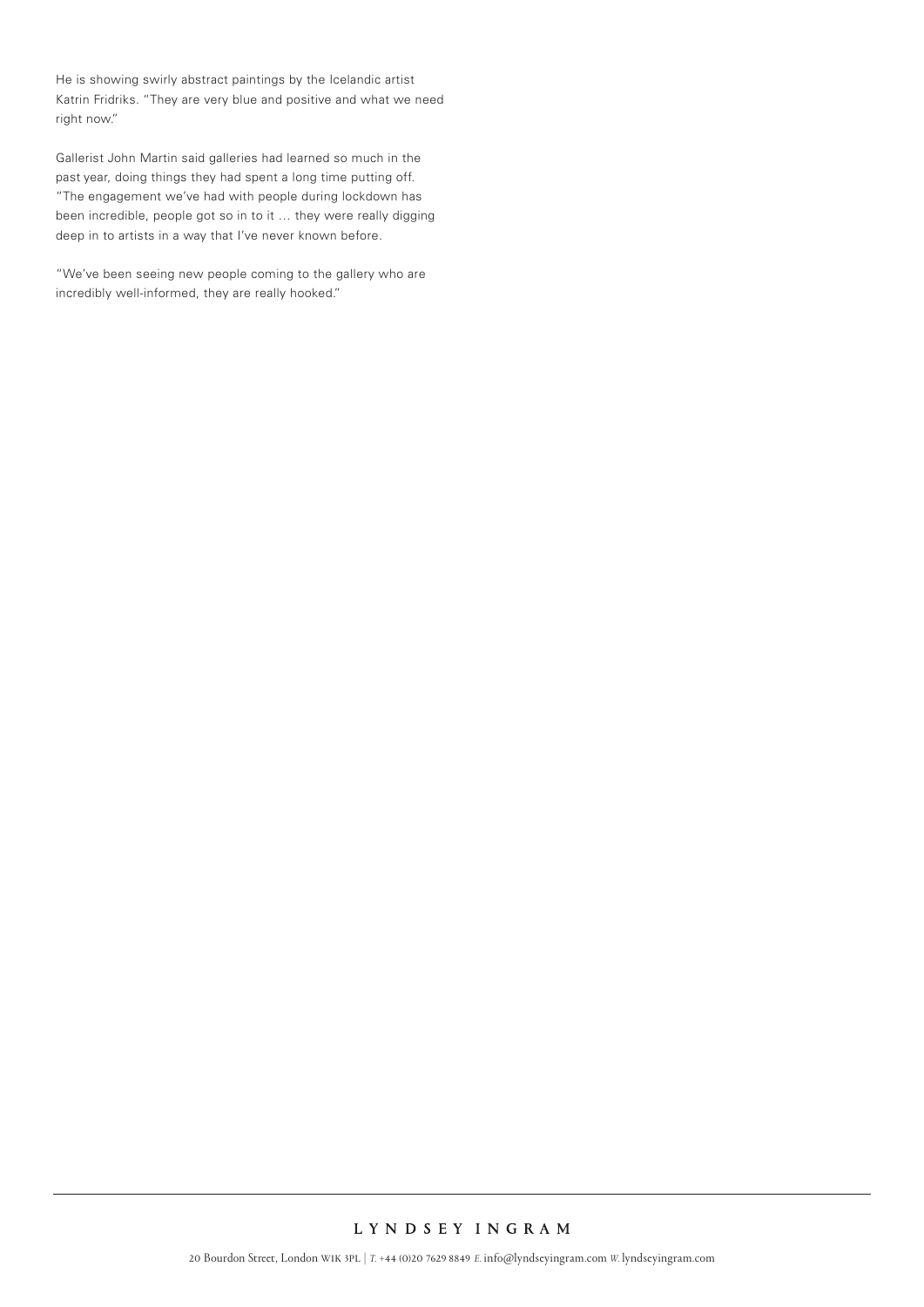He is showing swirly abstract paintings by the Icelandic artist Katrin Fridriks. "They are very blue and positive and what we need right now."

Gallerist John Martin said galleries had learned so much in the past year, doing things they had spent a long time putting off. "The engagement we've had with people during lockdown has been incredible, people got so in to it … they were really digging deep in to artists in a way that I've never known before.

"We've been seeing new people coming to the gallery who are incredibly well-informed, they are really hooked."